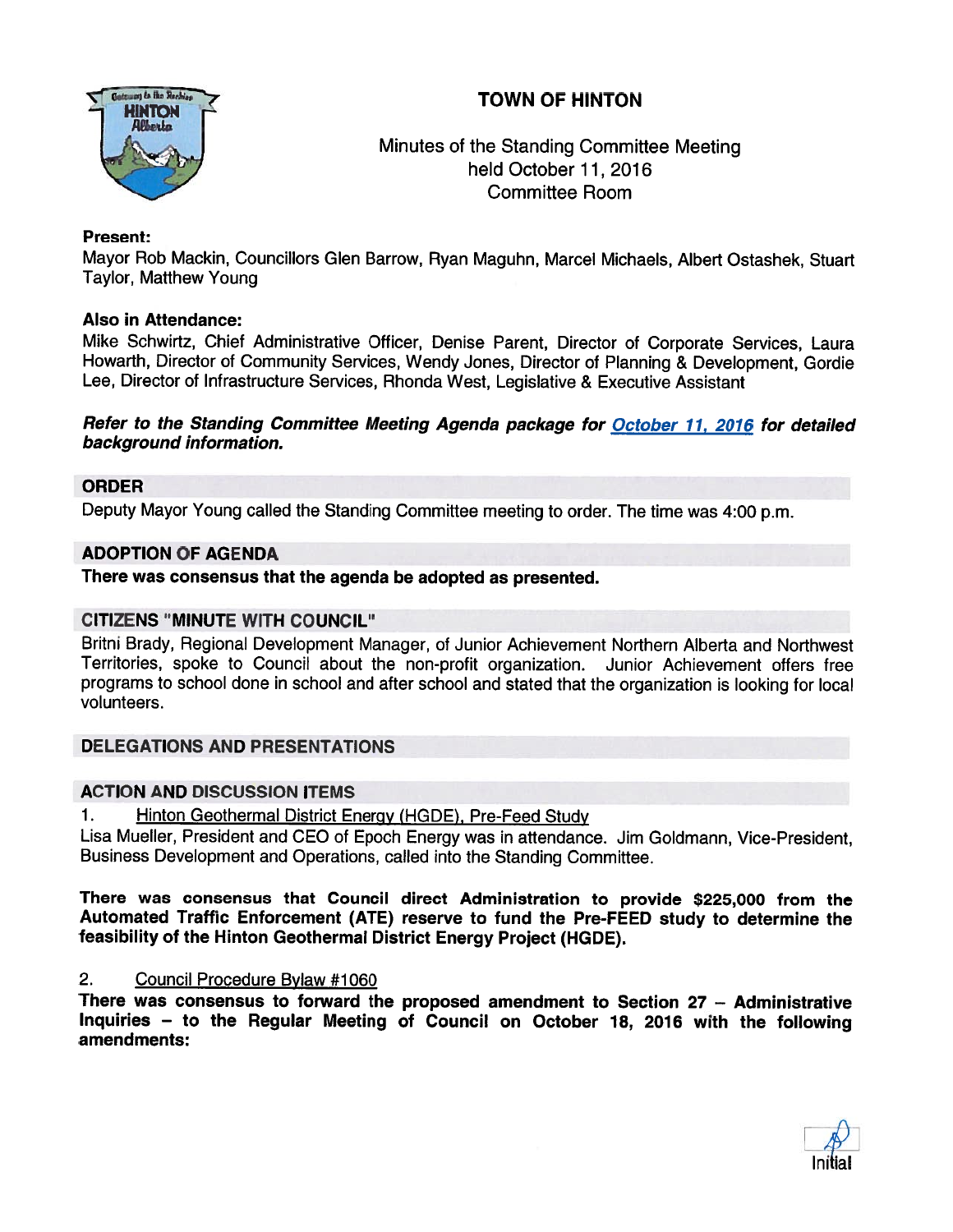# TOWN OF HINTON

Minutes of the Standing Committee Meeting
held October 11, 2016
Committee Room

**Present:**
Mayor Rob Mackin, Councillors Glen Barrow, Ryan Maguhn, Marcel Michaels, Albert Ostashek, Stuart Taylor, Matthew Young

**Also in Attendance:**
Mike Schwirtz, Chief Administrative Officer, Denise Parent, Director of Corporate Services, Laura Howarth, Director of Community Services, Wendy Jones, Director of Planning & Development, Gordie Lee, Director of Infrastructure Services, Rhonda West, Legislative & Executive Assistant

***Refer to the Standing Committee Meeting Agenda package for October 11, 2016 for detailed background information.***

## ORDER

Deputy Mayor Young called the Standing Committee meeting to order. The time was 4:00 p.m.

## ADOPTION OF AGENDA

**There was consensus that the agenda be adopted as presented.**

## CITIZENS "MINUTE WITH COUNCIL"

Britni Brady, Regional Development Manager, of Junior Achievement Northern Alberta and Northwest Territories, spoke to Council about the non-profit organization. Junior Achievement offers free programs to school done in school and after school and stated that the organization is looking for local volunteers.

## DELEGATIONS AND PRESENTATIONS

## ACTION AND DISCUSSION ITEMS

1. Hinton Geothermal District Energy (HGDE), Pre-Feed Study

Lisa Mueller, President and CEO of Epoch Energy was in attendance. Jim Goldmann, Vice-President, Business Development and Operations, called into the Standing Committee.

**There was consensus that Council direct Administration to provide $225,000 from the Automated Traffic Enforcement (ATE) reserve to fund the Pre-FEED study to determine the feasibility of the Hinton Geothermal District Energy Project (HGDE).**

2. Council Procedure Bylaw #1060

**There was consensus to forward the proposed amendment to Section 27 – Administrative Inquiries – to the Regular Meeting of Council on October 18, 2016 with the following amendments:**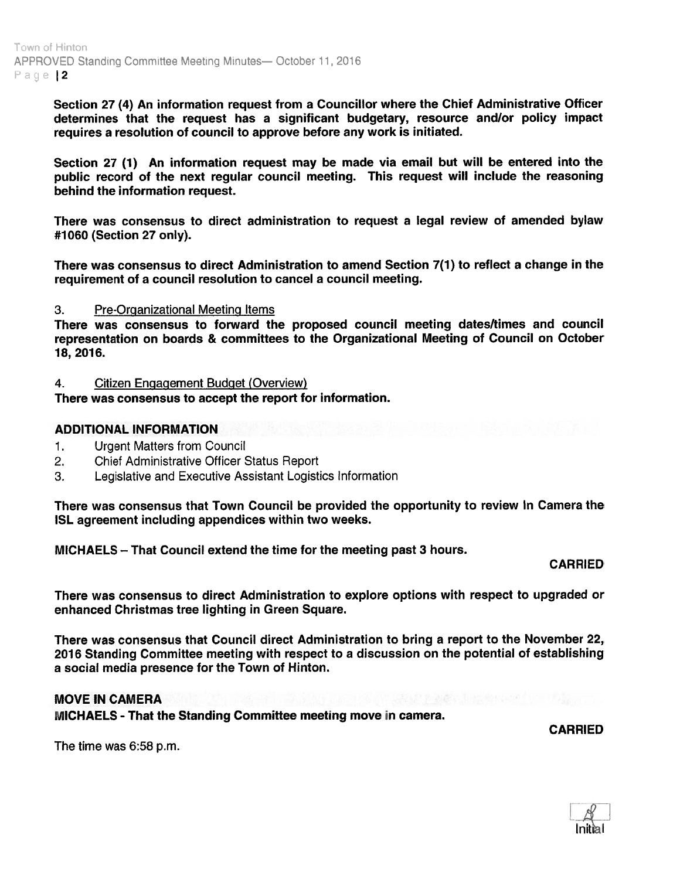**Section 27 (4) An information request from a Councillor where the Chief Administrative Officer determines that the request has a significant budgetary, resource and/or policy impact requires a resolution of council to approve before any work is initiated.**

**Section 27 (1) An information request may be made via email but will be entered into the public record of the next regular council meeting. This request will include the reasoning behind the information request.**

**There was consensus to direct administration to request a legal review of amended bylaw #1060 (Section 27 only).**

**There was consensus to direct Administration to amend Section 7(1) to reflect a change in the requirement of a council resolution to cancel a council meeting.**

3. Pre-Organizational Meeting Items

**There was consensus to forward the proposed council meeting dates/times and council representation on boards & committees to the Organizational Meeting of Council on October 18, 2016.**

4. Citizen Engagement Budget (Overview)

**There was consensus to accept the report for information.**

## ADDITIONAL INFORMATION

1. Urgent Matters from Council
2. Chief Administrative Officer Status Report
3. Legislative and Executive Assistant Logistics Information

**There was consensus that Town Council be provided the opportunity to review In Camera the ISL agreement including appendices within two weeks.**

**MICHAELS – That Council extend the time for the meeting past 3 hours.**

**CARRIED**

**There was consensus to direct Administration to explore options with respect to upgraded or enhanced Christmas tree lighting in Green Square.**

**There was consensus that Council direct Administration to bring a report to the November 22, 2016 Standing Committee meeting with respect to a discussion on the potential of establishing a social media presence for the Town of Hinton.**

## MOVE IN CAMERA

**MICHAELS - That the Standing Committee meeting move in camera.**

**CARRIED**

The time was 6:58 p.m.

Initial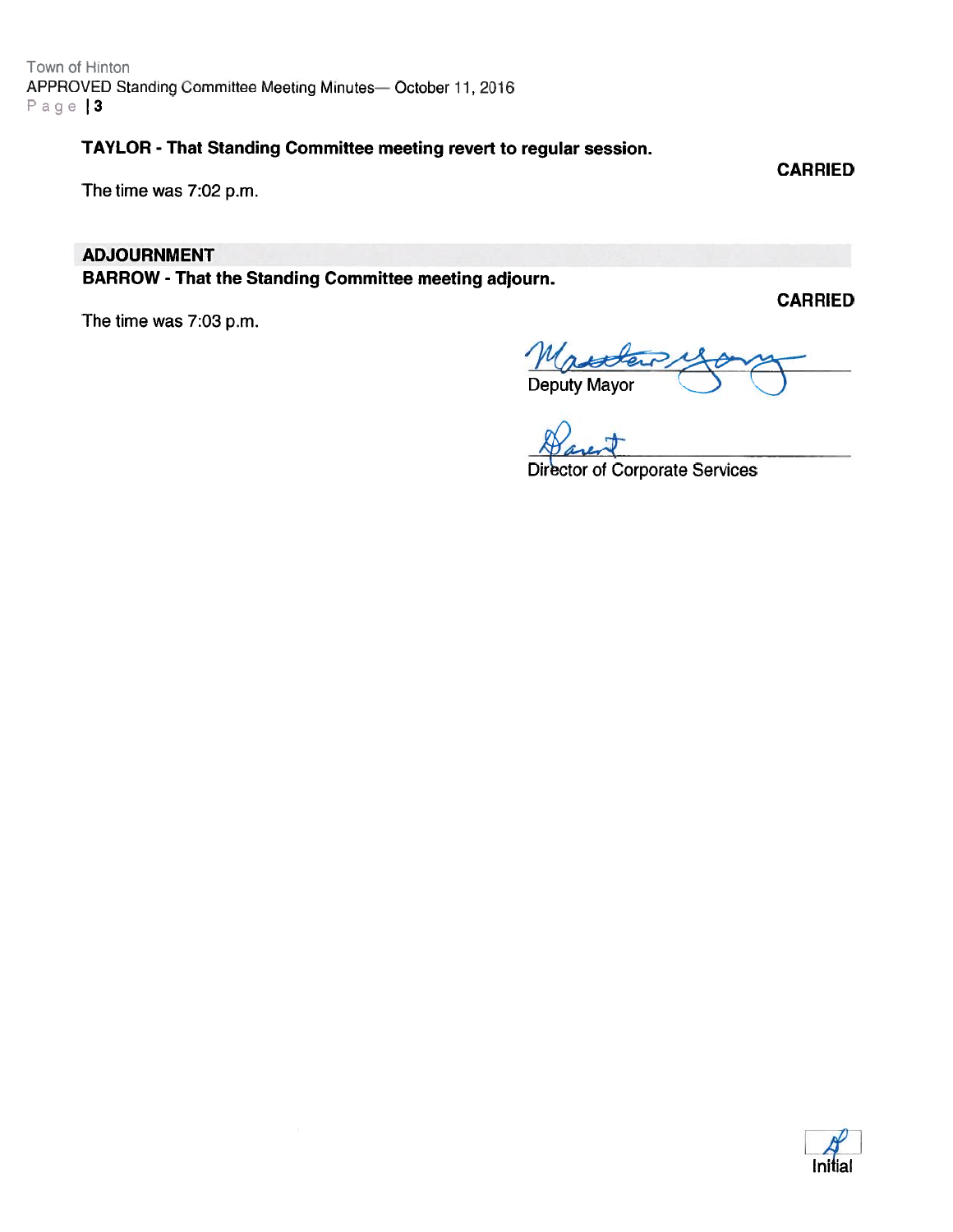**TAYLOR - That Standing Committee meeting revert to regular session.**

**CARRIED**

The time was 7:02 p.m.

## ADJOURNMENT

**BARROW - That the Standing Committee meeting adjourn.**

**CARRIED**

The time was 7:03 p.m.

Deputy Mayor

Director of Corporate Services

Initial